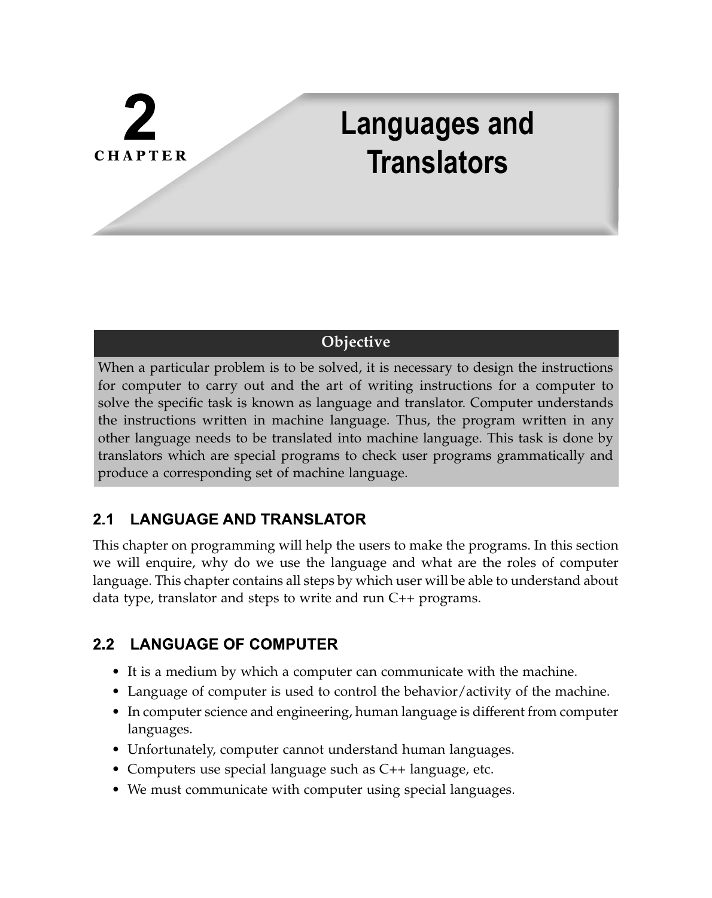# 2 CHAPTER Languages and Translators

**Objective**

When a particular problem is to be solved, it is necessary to design the instructions for computer to carry out and the art of writing instructions for a computer to solve the specific task is known as language and translator. Computer understands the instructions written in machine language. Thus, the program written in any other language needs to be translated into machine language. This task is done by translators which are special programs to check user programs grammatically and produce a corresponding set of machine language.

## 2.1 LANGUAGE AND TRANSLATOR

This chapter on programming will help the users to make the programs. In this section we will enquire, why do we use the language and what are the roles of computer language. This chapter contains all steps by which user will be able to understand about data type, translator and steps to write and run C++ programs.

## 2.2 LANGUAGE OF COMPUTER

- It is a medium by which a computer can communicate with the machine.
- Language of computer is used to control the behavior/activity of the machine.
- In computer science and engineering, human language is different from computer languages.
- Unfortunately, computer cannot understand human languages.
- Computers use special language such as C++ language, etc.
- We must communicate with computer using special languages.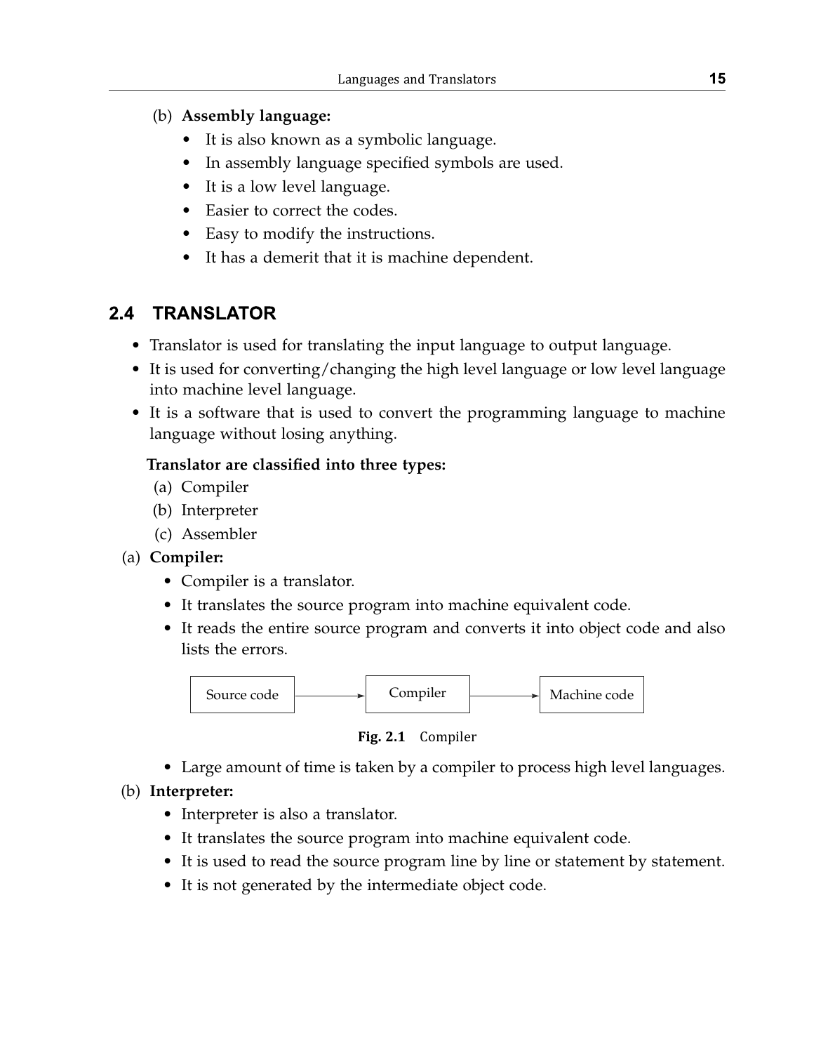(b) **Assembly language:**

- It is also known as a symbolic language.
- In assembly language specified symbols are used.
- It is a low level language.
- Easier to correct the codes.
- Easy to modify the instructions.
- It has a demerit that it is machine dependent.

## 2.4 TRANSLATOR

- Translator is used for translating the input language to output language.
- It is used for converting/changing the high level language or low level language into machine level language.
- It is a software that is used to convert the programming language to machine language without losing anything.

**Translator are classified into three types:**

(a) Compiler

(b) Interpreter

(c) Assembler

(a) **Compiler:**

- Compiler is a translator.
- It translates the source program into machine equivalent code.
- It reads the entire source program and converts it into object code and also lists the errors.

Source code → Compiler → Machine code

**Fig. 2.1** Compiler

- Large amount of time is taken by a compiler to process high level languages.

(b) **Interpreter:**

- Interpreter is also a translator.
- It translates the source program into machine equivalent code.
- It is used to read the source program line by line or statement by statement.
- It is not generated by the intermediate object code.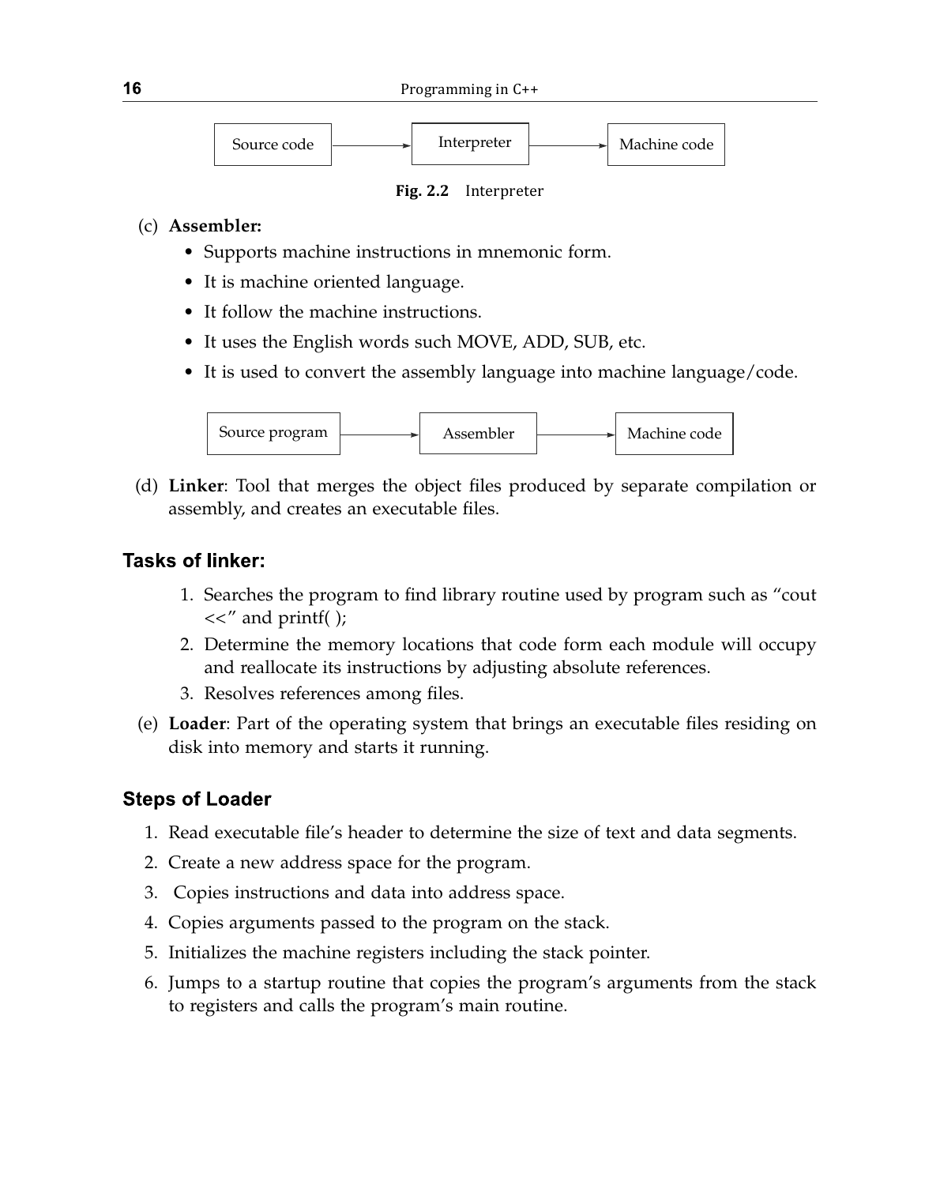Source code → Interpreter → Machine code

**Fig. 2.2** Interpreter

(c) **Assembler:**

- Supports machine instructions in mnemonic form.
- It is machine oriented language.
- It follow the machine instructions.
- It uses the English words such MOVE, ADD, SUB, etc.
- It is used to convert the assembly language into machine language/code.

Source program → Assembler → Machine code

(d) **Linker**: Tool that merges the object files produced by separate compilation or assembly, and creates an executable files.

### Tasks of linker:

1. Searches the program to find library routine used by program such as "cout <<" and printf( );
2. Determine the memory locations that code form each module will occupy and reallocate its instructions by adjusting absolute references.
3. Resolves references among files.

(e) **Loader**: Part of the operating system that brings an executable files residing on disk into memory and starts it running.

### Steps of Loader

1. Read executable file's header to determine the size of text and data segments.
2. Create a new address space for the program.
3. Copies instructions and data into address space.
4. Copies arguments passed to the program on the stack.
5. Initializes the machine registers including the stack pointer.
6. Jumps to a startup routine that copies the program's arguments from the stack to registers and calls the program's main routine.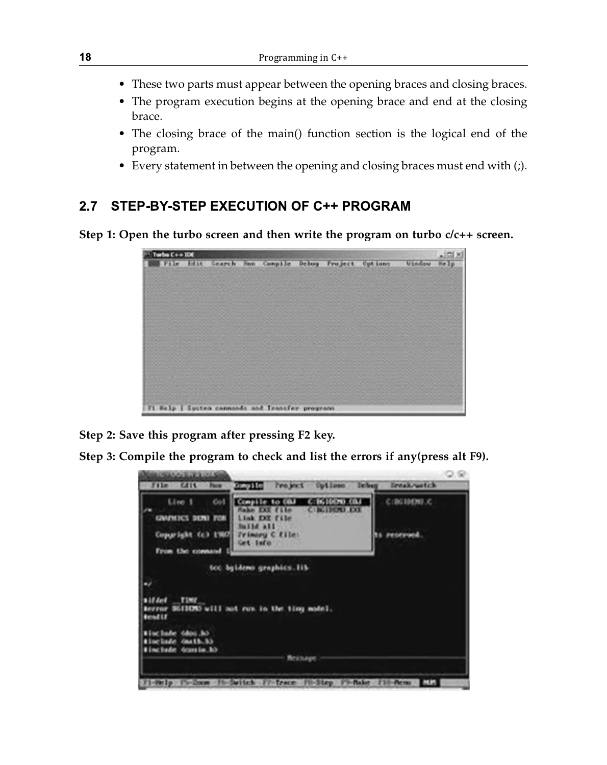- These two parts must appear between the opening braces and closing braces.
- The program execution begins at the opening brace and end at the closing brace.
- The closing brace of the main() function section is the logical end of the program.
- Every statement in between the opening and closing braces must end with (;).

## 2.7 STEP-BY-STEP EXECUTION OF C++ PROGRAM

**Step 1: Open the turbo screen and then write the program on turbo c/c++ screen.**

**Step 2: Save this program after pressing F2 key.**

**Step 3: Compile the program to check and list the errors if any(press alt F9).**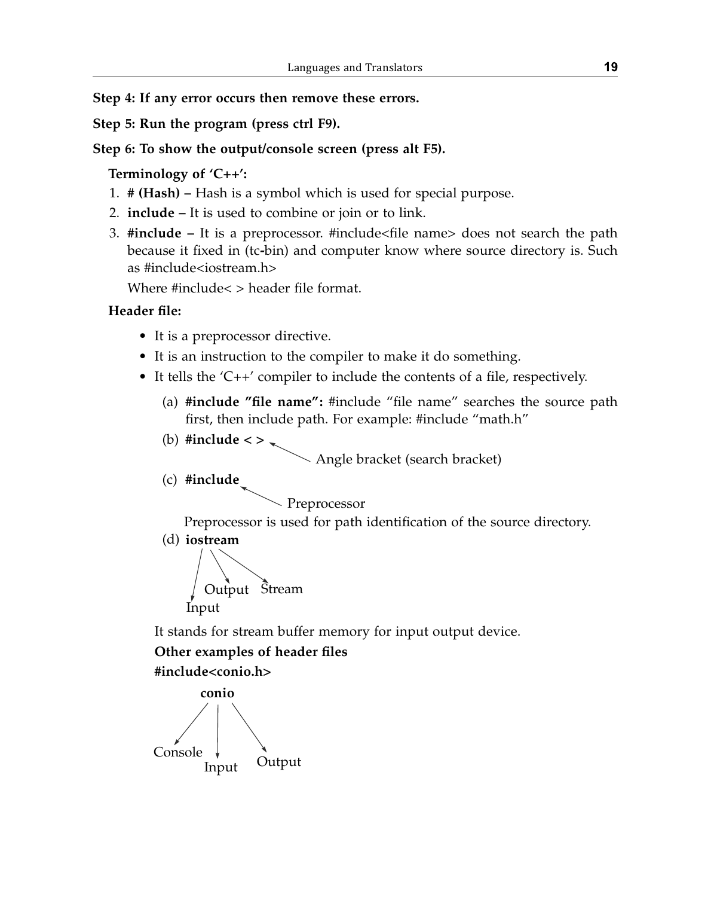**Step 4: If any error occurs then remove these errors.**

**Step 5: Run the program (press ctrl F9).**

**Step 6: To show the output/console screen (press alt F5).**

**Terminology of 'C++':**

1. **# (Hash) –** Hash is a symbol which is used for special purpose.
2. **include –** It is used to combine or join or to link.
3. **#include –** It is a preprocessor. #include<file name> does not search the path because it fixed in (tc-bin) and computer know where source directory is. Such as #include<iostream.h>

   Where #include< > header file format.

**Header file:**

- It is a preprocessor directive.
- It is an instruction to the compiler to make it do something.
- It tells the 'C++' compiler to include the contents of a file, respectively.

  (a) **#include "file name":** #include "file name" searches the source path first, then include path. For example: #include "math.h"

  (b) **#include < >** ← Angle bracket (search bracket)

  (c) **#include** ← Preprocessor

  Preprocessor is used for path identification of the source directory.

  (d) **iostream** → Input, Output, Stream

  It stands for stream buffer memory for input output device.

  **Other examples of header files**

  **#include<conio.h>**

  **conio** → Console, Input, Output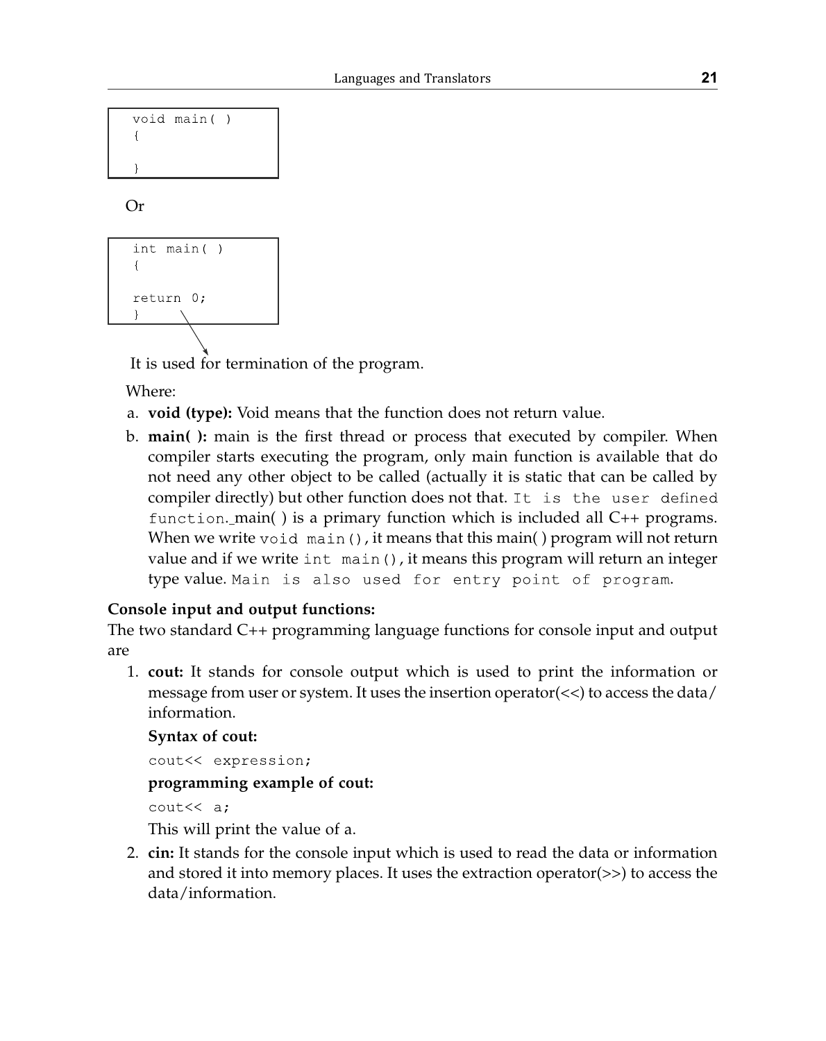```
void main( )
{

}
```

Or

```
int main( )
{

return 0;
}
```

It is used for termination of the program.

Where:

a. **void (type):** Void means that the function does not return value.

b. **main( ):** main is the first thread or process that executed by compiler. When compiler starts executing the program, only main function is available that do not need any other object to be called (actually it is static that can be called by compiler directly) but other function does not that. `It is the user defined function.` main( ) is a primary function which is included all C++ programs. When we write `void main()`, it means that this main( ) program will not return value and if we write `int main()`, it means this program will return an integer type value. `Main is also used for entry point of program`.

**Console input and output functions:**

The two standard C++ programming language functions for console input and output are

1. **cout:** It stands for console output which is used to print the information or message from user or system. It uses the insertion operator(<<) to access the data/information.

   **Syntax of cout:**

   ```
   cout<< expression;
   ```

   **programming example of cout:**

   ```
   cout<< a;
   ```

   This will print the value of a.

2. **cin:** It stands for the console input which is used to read the data or information and stored it into memory places. It uses the extraction operator(>>) to access the data/information.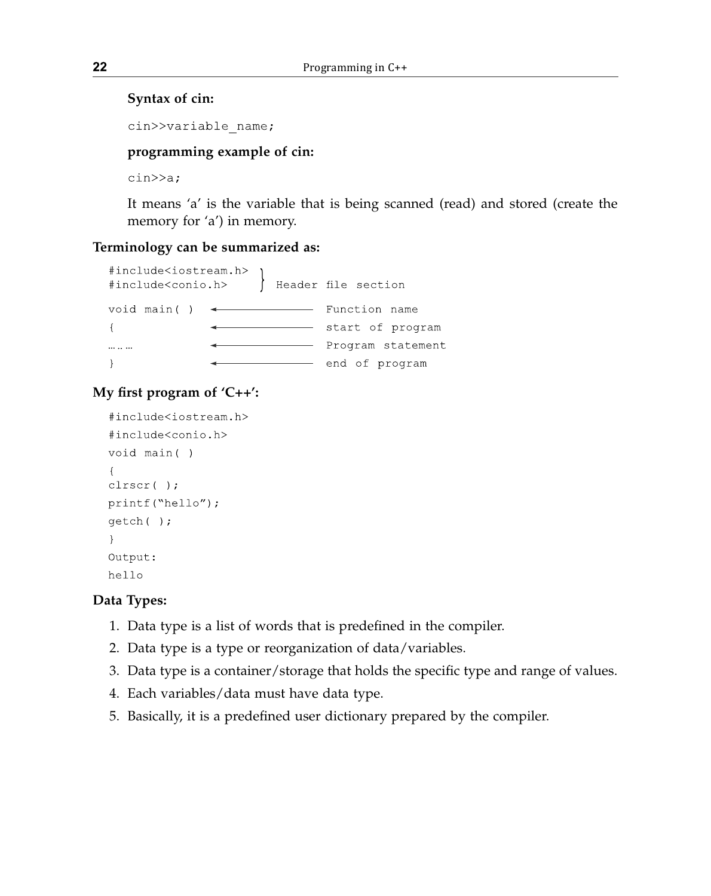**Syntax of cin:**

```
cin>>variable_name;
```

**programming example of cin:**

```
cin>>a;
```

It means 'a' is the variable that is being scanned (read) and stored (create the memory for 'a') in memory.

**Terminology can be summarized as:**

```
#include<iostream.h>  }
#include<conio.h>     }  Header file section

void main( )    <--------------  Function name
{               <--------------  start of program
… .. …          <--------------  Program statement
}               <--------------  end of program
```

**My first program of 'C++':**

```
#include<iostream.h>
#include<conio.h>
void main( )
{
clrscr( );
printf("hello");
getch( );
}
Output:
hello
```

**Data Types:**

1. Data type is a list of words that is predefined in the compiler.
2. Data type is a type or reorganization of data/variables.
3. Data type is a container/storage that holds the specific type and range of values.
4. Each variables/data must have data type.
5. Basically, it is a predefined user dictionary prepared by the compiler.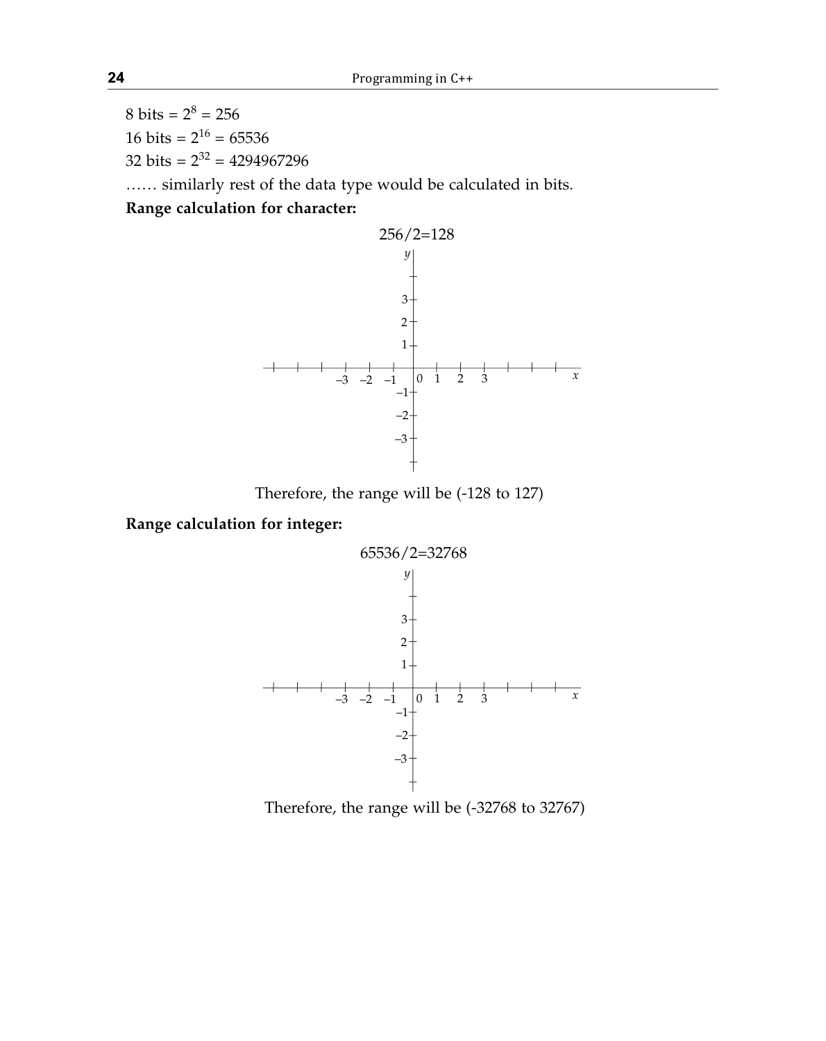8 bits = $2^8$ = 256

16 bits = $2^{16}$ = 65536

32 bits = $2^{32}$ = 4294967296

…… similarly rest of the data type would be calculated in bits.

**Range calculation for character:**

256/2=128

Therefore, the range will be (-128 to 127)

**Range calculation for integer:**

65536/2=32768

Therefore, the range will be (-32768 to 32767)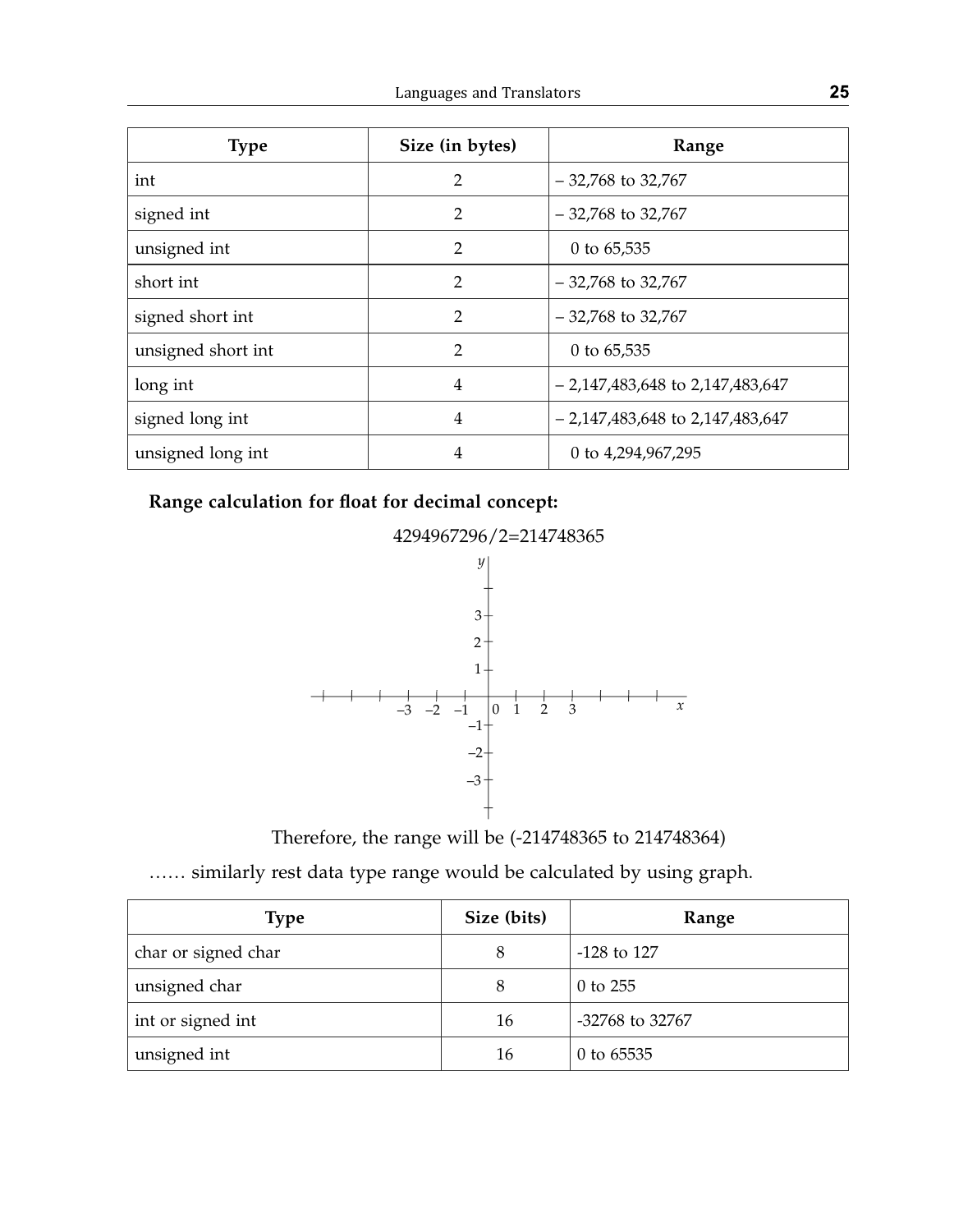| Type | Size (in bytes) | Range |
|---|---|---|
| int | 2 | – 32,768 to 32,767 |
| signed int | 2 | – 32,768 to 32,767 |
| unsigned int | 2 | 0 to 65,535 |
| short int | 2 | – 32,768 to 32,767 |
| signed short int | 2 | – 32,768 to 32,767 |
| unsigned short int | 2 | 0 to 65,535 |
| long int | 4 | – 2,147,483,648 to 2,147,483,647 |
| signed long int | 4 | – 2,147,483,648 to 2,147,483,647 |
| unsigned long int | 4 | 0 to 4,294,967,295 |

**Range calculation for float for decimal concept:**

4294967296/2=214748365

Therefore, the range will be (-214748365 to 214748364)

…… similarly rest data type range would be calculated by using graph.

| Type | Size (bits) | Range |
|---|---|---|
| char or signed char | 8 | -128 to 127 |
| unsigned char | 8 | 0 to 255 |
| int or signed int | 16 | -32768 to 32767 |
| unsigned int | 16 | 0 to 65535 |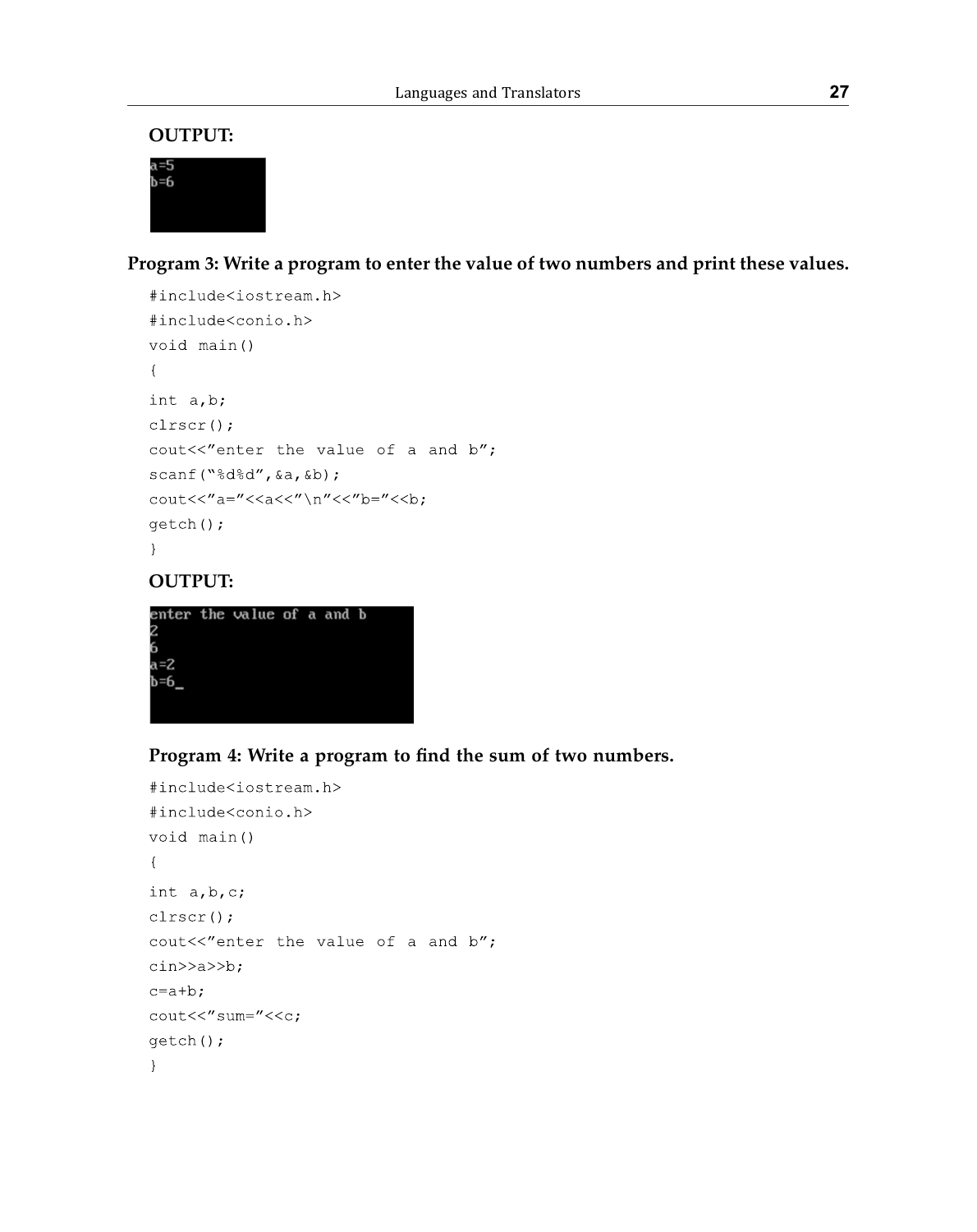**OUTPUT:**

```
a=5
b=6
```

**Program 3: Write a program to enter the value of two numbers and print these values.**

```
#include<iostream.h>
#include<conio.h>
void main()
{
int a,b;
clrscr();
cout<<"enter the value of a and b";
scanf("%d%d",&a,&b);
cout<<"a="<<a<<"\n"<<"b="<<b;
getch();
}
```

**OUTPUT:**

```
enter the value of a and b
2
6
a=2
b=6_
```

**Program 4: Write a program to find the sum of two numbers.**

```
#include<iostream.h>
#include<conio.h>
void main()
{
int a,b,c;
clrscr();
cout<<"enter the value of a and b";
cin>>a>>b;
c=a+b;
cout<<"sum="<<c;
getch();
}
```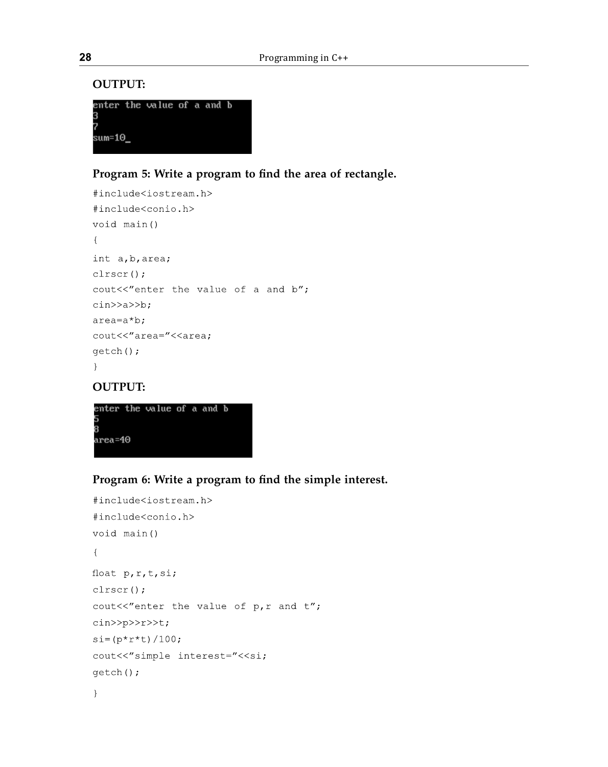**OUTPUT:**

```
enter the value of a and b
3
7
sum=10_
```

**Program 5: Write a program to find the area of rectangle.**

```
#include<iostream.h>
#include<conio.h>
void main()
{
int a,b,area;
clrscr();
cout<<"enter the value of a and b";
cin>>a>>b;
area=a*b;
cout<<"area="<<area;
getch();
}
```

**OUTPUT:**

```
enter the value of a and b
5
8
area=40
```

**Program 6: Write a program to find the simple interest.**

```
#include<iostream.h>
#include<conio.h>
void main()
{
float p,r,t,si;
clrscr();
cout<<"enter the value of p,r and t";
cin>>p>>r>>t;
si=(p*r*t)/100;
cout<<"simple interest="<<si;
getch();
}
```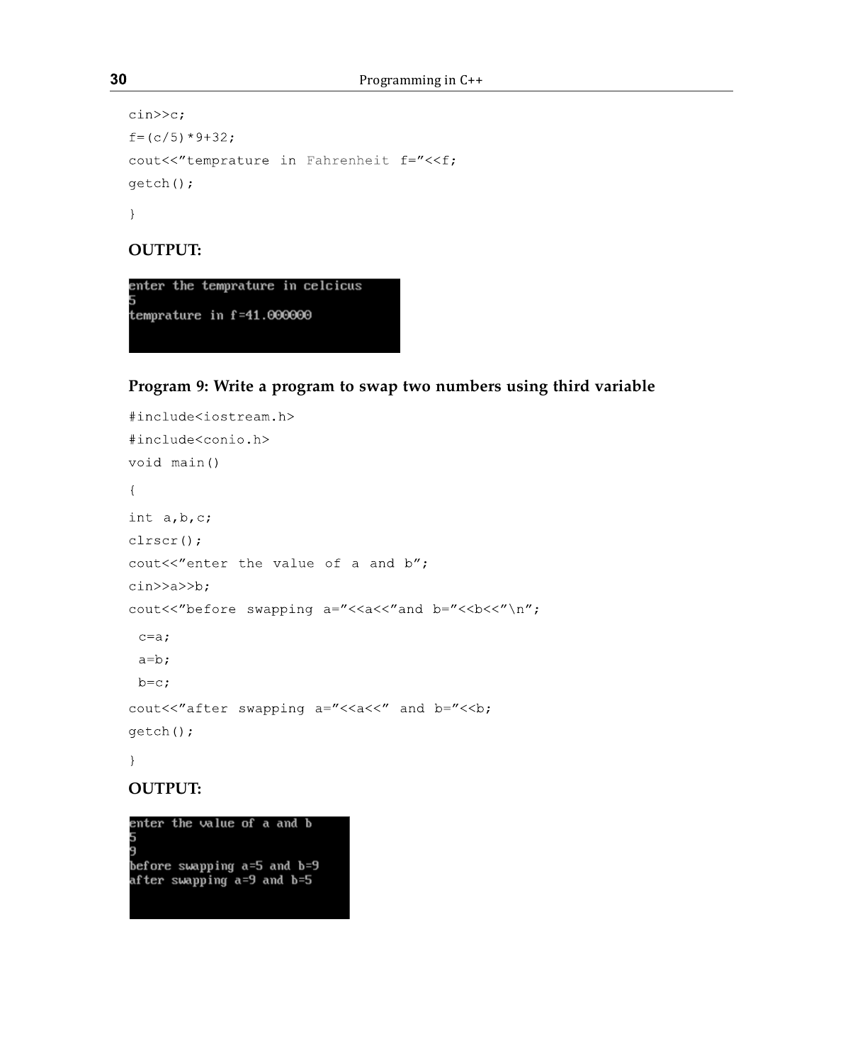```
cin>>c;
f=(c/5)*9+32;
cout<<"temprature in Fahrenheit f="<<f;
getch();
}
```

**OUTPUT:**

```
enter the temprature in celcicus
5
temprature in f=41.000000
```

### Program 9: Write a program to swap two numbers using third variable

```
#include<iostream.h>
#include<conio.h>
void main()
{
int a,b,c;
clrscr();
cout<<"enter the value of a and b";
cin>>a>>b;
cout<<"before swapping a="<<a<<"and b="<<b<<"\n";
 c=a;
 a=b;
 b=c;
cout<<"after swapping a="<<a<<" and b="<<b;
getch();
}
```

**OUTPUT:**

```
enter the value of a and b
5
9
before swapping a=5 and b=9
after swapping a=9 and b=5
```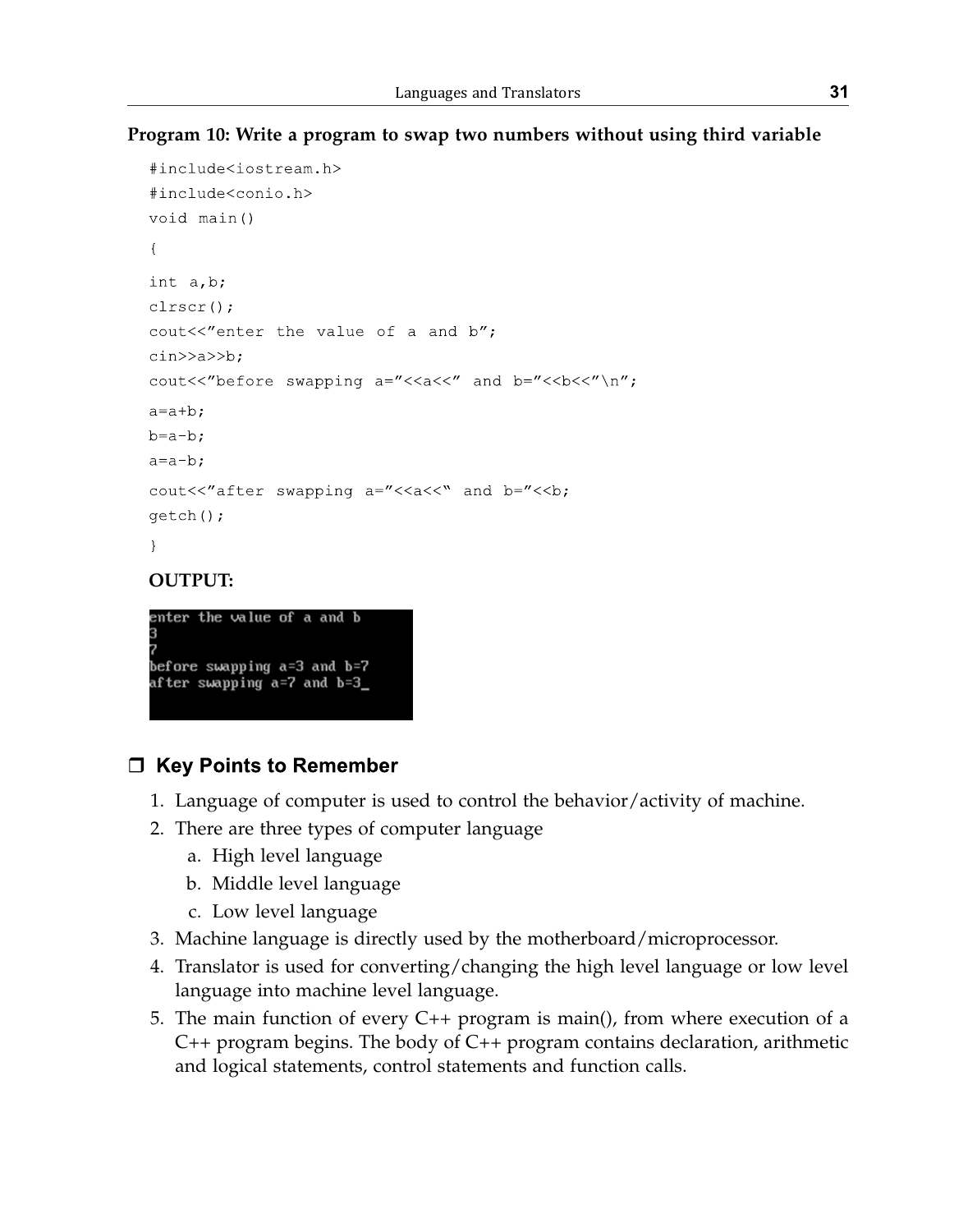**Program 10: Write a program to swap two numbers without using third variable**

```
#include<iostream.h>
#include<conio.h>
void main()
{
int a,b;
clrscr();
cout<<"enter the value of a and b";
cin>>a>>b;
cout<<"before swapping a="<<a<<" and b="<<b<<"\n";
a=a+b;
b=a-b;
a=a-b;
cout<<"after swapping a="<<a<<" and b="<<b;
getch();
}
```

**OUTPUT:**

```
enter the value of a and b
3
7
before swapping a=3 and b=7
after swapping a=7 and b=3_
```

## ❒ Key Points to Remember

1. Language of computer is used to control the behavior/activity of machine.
2. There are three types of computer language
   a. High level language
   b. Middle level language
   c. Low level language
3. Machine language is directly used by the motherboard/microprocessor.
4. Translator is used for converting/changing the high level language or low level language into machine level language.
5. The main function of every C++ program is main(), from where execution of a C++ program begins. The body of C++ program contains declaration, arithmetic and logical statements, control statements and function calls.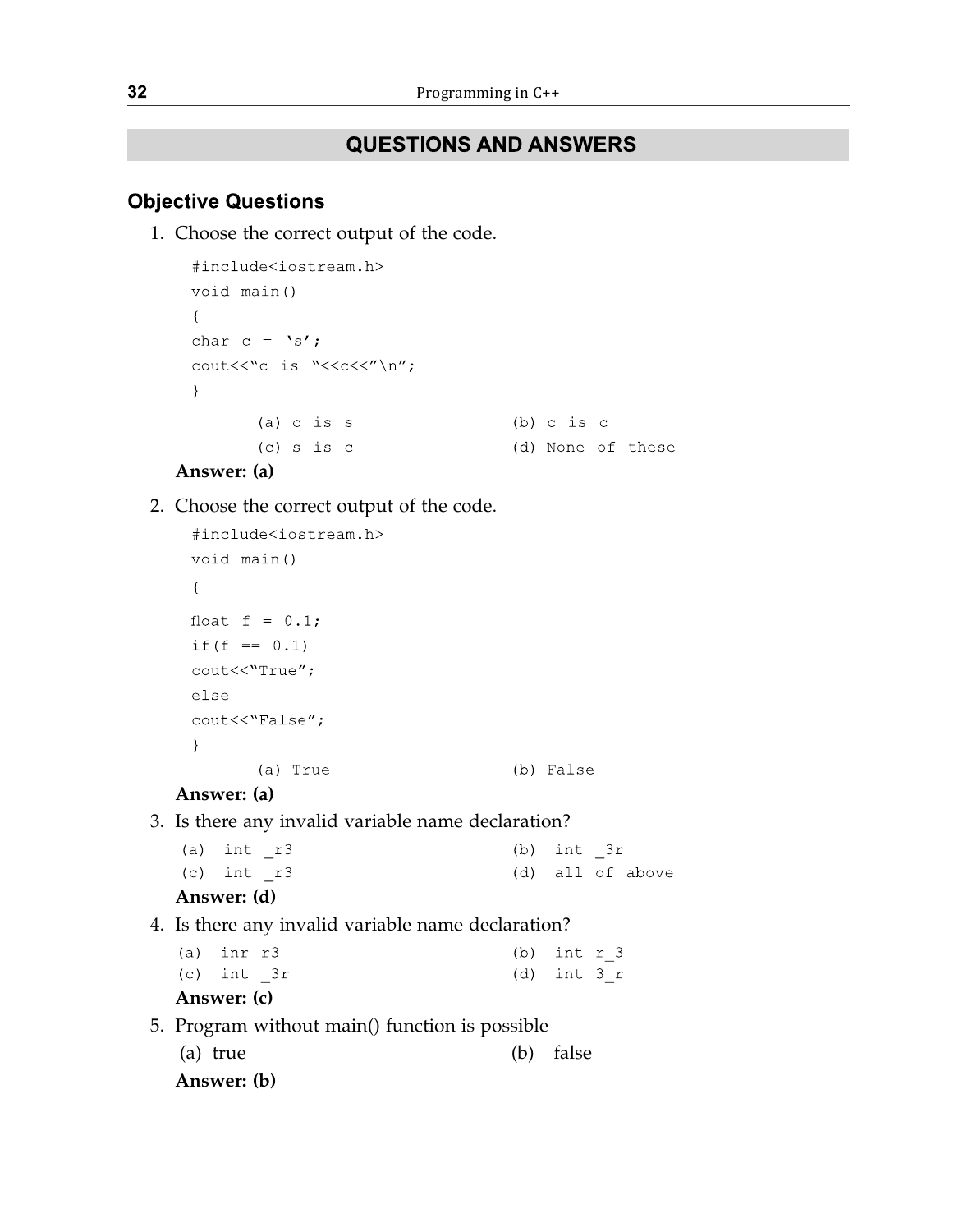## QUESTIONS AND ANSWERS

### Objective Questions

1. Choose the correct output of the code.

```
#include<iostream.h>
void main()
{
char c = 's';
cout<<"c is "<<c<<"\n";
}
```

(a) c is s (b) c is c
(c) s is c (d) None of these

**Answer: (a)**

2. Choose the correct output of the code.

```
#include<iostream.h>
void main()
{
float f = 0.1;
if(f == 0.1)
cout<<"True";
else
cout<<"False";
}
```

(a) True (b) False

**Answer: (a)**

3. Is there any invalid variable name declaration?

(a) int _r3 (b) int _3r
(c) int _r3 (d) all of above

**Answer: (d)**

4. Is there any invalid variable name declaration?

(a) inr r3 (b) int r_3
(c) int _3r (d) int 3_r

**Answer: (c)**

5. Program without main() function is possible

(a) true (b) false

**Answer: (b)**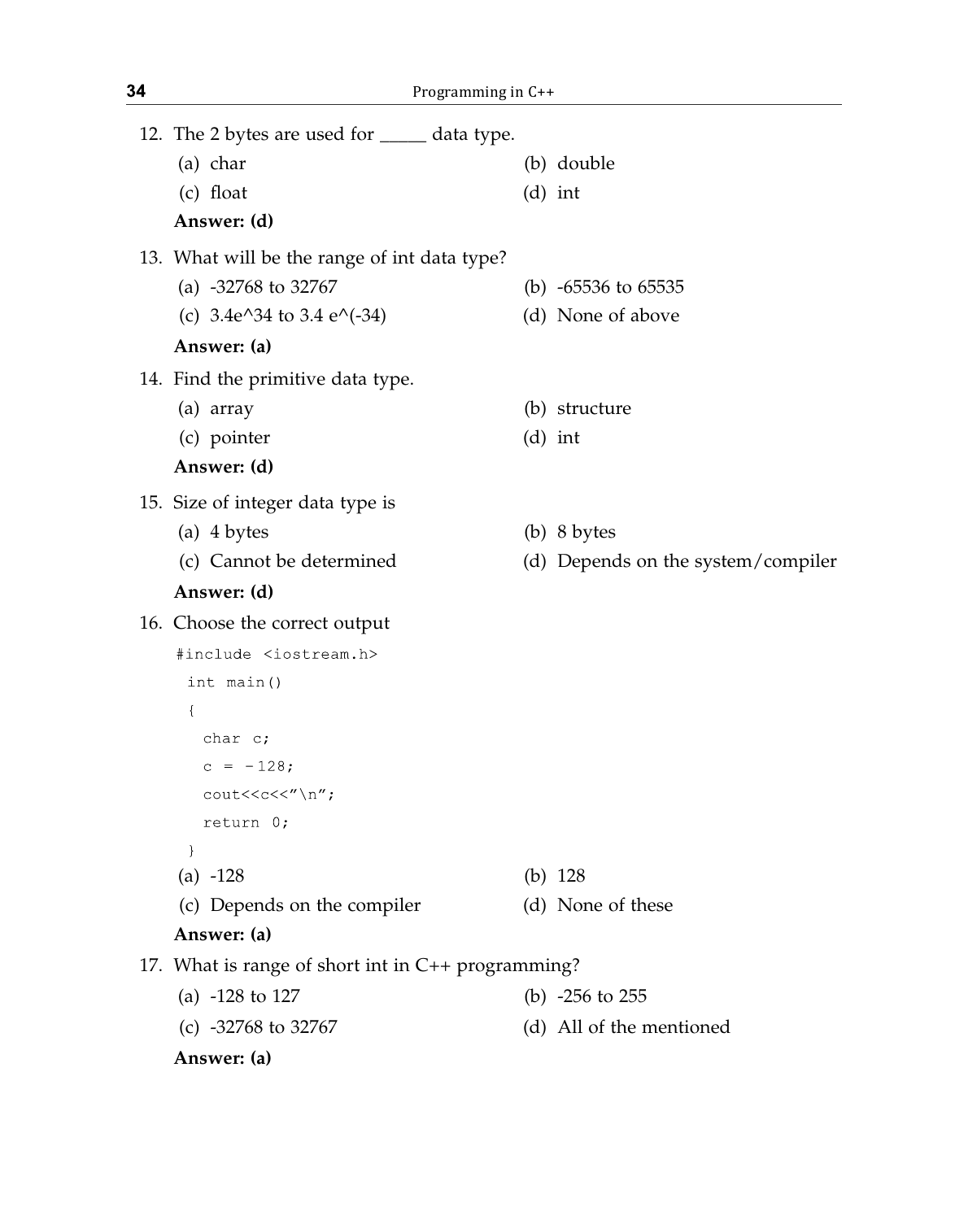12. The 2 bytes are used for _____ data type.
    (a) char
    (b) double
    (c) float
    (d) int

    **Answer: (d)**

13. What will be the range of int data type?
    (a) -32768 to 32767
    (b) -65536 to 65535
    (c) 3.4e^34 to 3.4 e^(-34)
    (d) None of above

    **Answer: (a)**

14. Find the primitive data type.
    (a) array
    (b) structure
    (c) pointer
    (d) int

    **Answer: (d)**

15. Size of integer data type is
    (a) 4 bytes
    (b) 8 bytes
    (c) Cannot be determined
    (d) Depends on the system/compiler

    **Answer: (d)**

16. Choose the correct output

```
#include <iostream.h>
 int main()
 {
   char c;
   c = -128;
   cout<<c<<"\n";
   return 0;
 }
```

    (a) -128
    (b) 128
    (c) Depends on the compiler
    (d) None of these

    **Answer: (a)**

17. What is range of short int in C++ programming?
    (a) -128 to 127
    (b) -256 to 255
    (c) -32768 to 32767
    (d) All of the mentioned

    **Answer: (a)**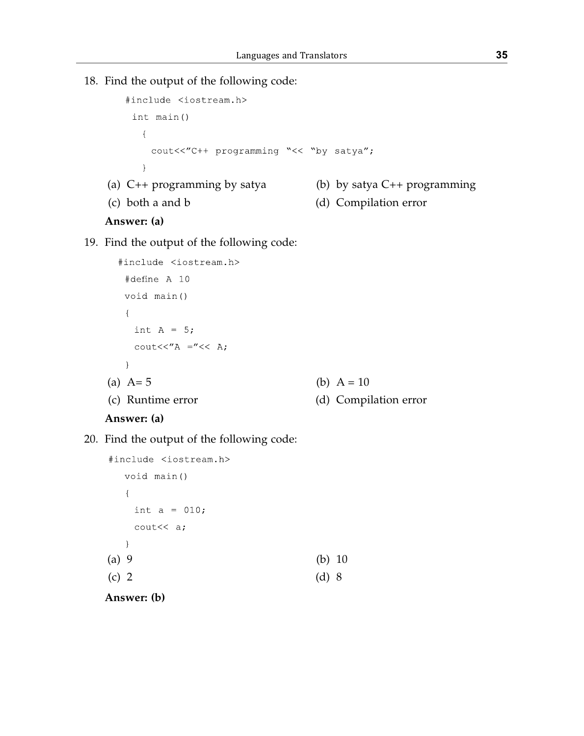18. Find the output of the following code:

```
#include <iostream.h>
 int main()
   {
     cout<<"C++ programming "<< "by satya";
   }
```

(a) C++ programming by satya  
(b) by satya C++ programming  
(c) both a and b  
(d) Compilation error

**Answer: (a)**

19. Find the output of the following code:

```
#include <iostream.h>
 #define A 10
 void main()
 {
   int A = 5;
   cout<<"A ="<< A;
 }
```

(a) A= 5  
(b) A = 10  
(c) Runtime error  
(d) Compilation error

**Answer: (a)**

20. Find the output of the following code:

```
#include <iostream.h>
   void main()
   {
     int a = 010;
     cout<< a;
   }
```

(a) 9  
(b) 10  
(c) 2  
(d) 8

**Answer: (b)**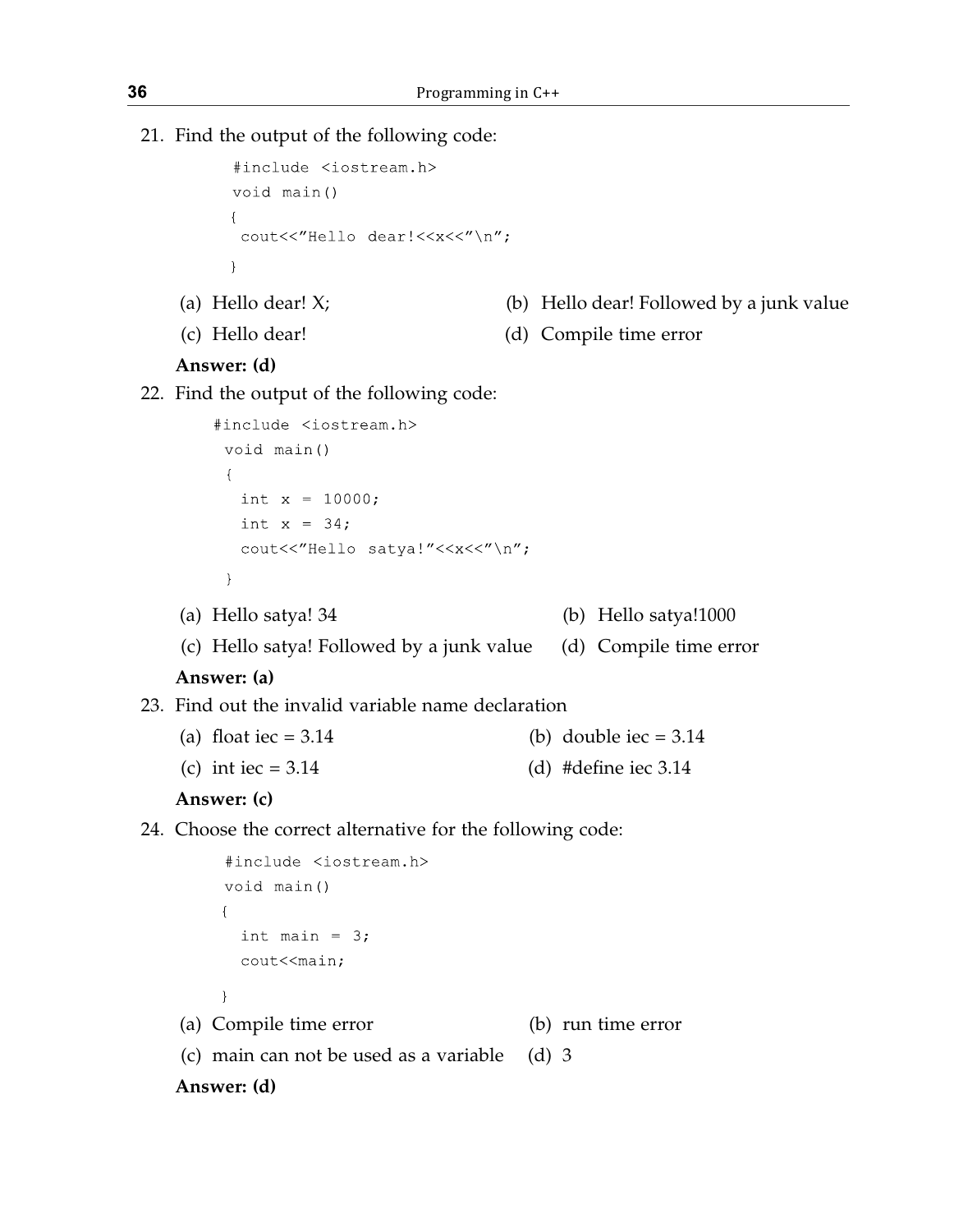21. Find the output of the following code:

```
#include <iostream.h>
void main()
{
 cout<<"Hello dear!<<x<<"\n";
}
```

(a) Hello dear! X;
(b) Hello dear! Followed by a junk value
(c) Hello dear!
(d) Compile time error

**Answer: (d)**

22. Find the output of the following code:

```
#include <iostream.h>
 void main()
 {
  int x = 10000;
  int x = 34;
  cout<<"Hello satya!"<<x<<"\n";
 }
```

(a) Hello satya! 34
(b) Hello satya!1000
(c) Hello satya! Followed by a junk value
(d) Compile time error

**Answer: (a)**

23. Find out the invalid variable name declaration

(a) float iec = 3.14
(b) double iec = 3.14
(c) int iec = 3.14
(d) #define iec 3.14

**Answer: (c)**

24. Choose the correct alternative for the following code:

```
#include <iostream.h>
void main()
{
  int main = 3;
  cout<<main;
}
```

(a) Compile time error
(b) run time error
(c) main can not be used as a variable
(d) 3

**Answer: (d)**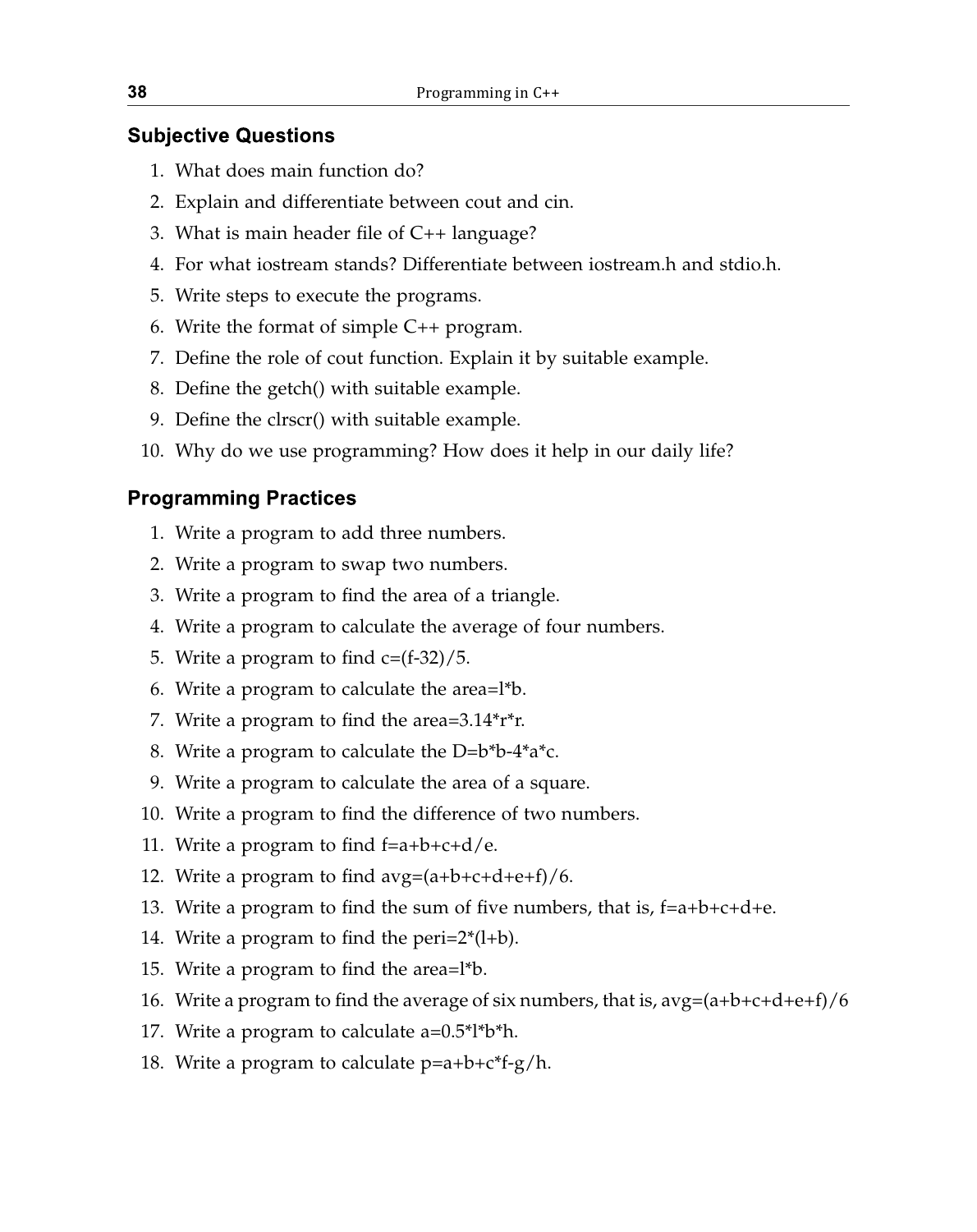## Subjective Questions

1. What does main function do?
2. Explain and differentiate between cout and cin.
3. What is main header file of C++ language?
4. For what iostream stands? Differentiate between iostream.h and stdio.h.
5. Write steps to execute the programs.
6. Write the format of simple C++ program.
7. Define the role of cout function. Explain it by suitable example.
8. Define the getch() with suitable example.
9. Define the clrscr() with suitable example.
10. Why do we use programming? How does it help in our daily life?

## Programming Practices

1. Write a program to add three numbers.
2. Write a program to swap two numbers.
3. Write a program to find the area of a triangle.
4. Write a program to calculate the average of four numbers.
5. Write a program to find c=(f-32)/5.
6. Write a program to calculate the area=l*b.
7. Write a program to find the area=3.14*r*r.
8. Write a program to calculate the D=b*b-4*a*c.
9. Write a program to calculate the area of a square.
10. Write a program to find the difference of two numbers.
11. Write a program to find f=a+b+c+d/e.
12. Write a program to find avg=(a+b+c+d+e+f)/6.
13. Write a program to find the sum of five numbers, that is, f=a+b+c+d+e.
14. Write a program to find the peri=2*(l+b).
15. Write a program to find the area=l*b.
16. Write a program to find the average of six numbers, that is, avg=(a+b+c+d+e+f)/6
17. Write a program to calculate a=0.5*l*b*h.
18. Write a program to calculate p=a+b+c*f-g/h.